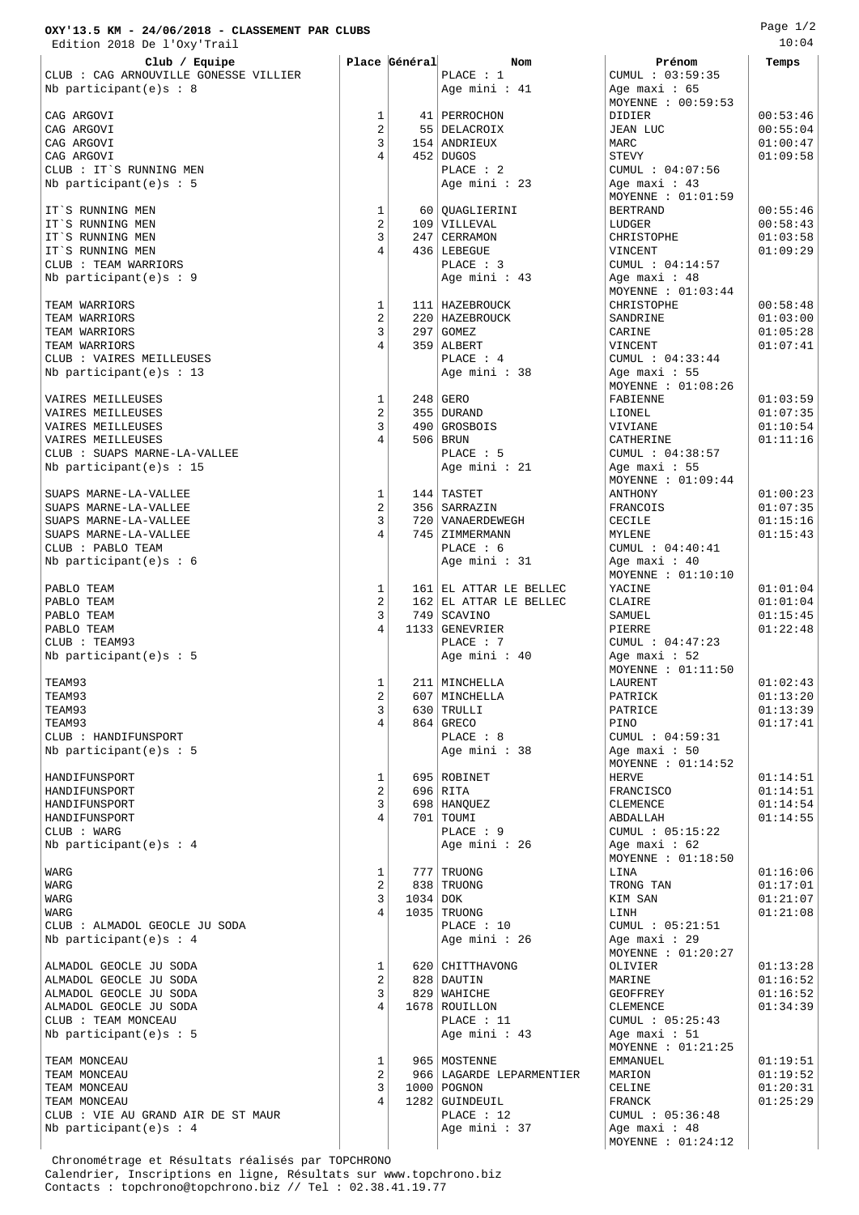**OXY'13.5 KM - 24/06/2018 - CLASSEMENT PAR CLUBS**

Edition 2018 De l'Oxy'Trail

10:04

| Club / Equipe | Place | Général | Nom | Prénom | Temps |
|---|---|---|---|---|---|
| CLUB : CAG ARNOUVILLE GONESSE VILLIER | | | PLACE : 1 | CUMUL : 03:59:35 | |
| Nb participant(e)s : 8 | | | Age mini : 41 | Age maxi : 65 | |
| | | | | MOYENNE : 00:59:53 | |
| CAG ARGOVI | 1 | 41 | PERROCHON | DIDIER | 00:53:46 |
| CAG ARGOVI | 2 | 55 | DELACROIX | JEAN LUC | 00:55:04 |
| CAG ARGOVI | 3 | 154 | ANDRIEUX | MARC | 01:00:47 |
| CAG ARGOVI | 4 | 452 | DUGOS | STEVY | 01:09:58 |
| CLUB : IT`S RUNNING MEN | | | PLACE : 2 | CUMUL : 04:07:56 | |
| Nb participant(e)s : 5 | | | Age mini : 23 | Age maxi : 43 | |
| | | | | MOYENNE : 01:01:59 | |
| IT`S RUNNING MEN | 1 | 60 | QUAGLIERINI | BERTRAND | 00:55:46 |
| IT`S RUNNING MEN | 2 | 109 | VILLEVAL | LUDGER | 00:58:43 |
| IT`S RUNNING MEN | 3 | 247 | CERRAMON | CHRISTOPHE | 01:03:58 |
| IT`S RUNNING MEN | 4 | 436 | LEBEGUE | VINCENT | 01:09:29 |
| CLUB : TEAM WARRIORS | | | PLACE : 3 | CUMUL : 04:14:57 | |
| Nb participant(e)s : 9 | | | Age mini : 43 | Age maxi : 48 | |
| | | | | MOYENNE : 01:03:44 | |
| TEAM WARRIORS | 1 | 111 | HAZEBROUCK | CHRISTOPHE | 00:58:48 |
| TEAM WARRIORS | 2 | 220 | HAZEBROUCK | SANDRINE | 01:03:00 |
| TEAM WARRIORS | 3 | 297 | GOMEZ | CARINE | 01:05:28 |
| TEAM WARRIORS | 4 | 359 | ALBERT | VINCENT | 01:07:41 |
| CLUB : VAIRES MEILLEUSES | | | PLACE : 4 | CUMUL : 04:33:44 | |
| Nb participant(e)s : 13 | | | Age mini : 38 | Age maxi : 55 | |
| | | | | MOYENNE : 01:08:26 | |
| VAIRES MEILLEUSES | 1 | 248 | GERO | FABIENNE | 01:03:59 |
| VAIRES MEILLEUSES | 2 | 355 | DURAND | LIONEL | 01:07:35 |
| VAIRES MEILLEUSES | 3 | 490 | GROSBOIS | VIVIANE | 01:10:54 |
| VAIRES MEILLEUSES | 4 | 506 | BRUN | CATHERINE | 01:11:16 |
| CLUB : SUAPS MARNE-LA-VALLEE | | | PLACE : 5 | CUMUL : 04:38:57 | |
| Nb participant(e)s : 15 | | | Age mini : 21 | Age maxi : 55 | |
| | | | | MOYENNE : 01:09:44 | |
| SUAPS MARNE-LA-VALLEE | 1 | 144 | TASTET | ANTHONY | 01:00:23 |
| SUAPS MARNE-LA-VALLEE | 2 | 356 | SARRAZIN | FRANCOIS | 01:07:35 |
| SUAPS MARNE-LA-VALLEE | 3 | 720 | VANAERDEWEGH | CECILE | 01:15:16 |
| SUAPS MARNE-LA-VALLEE | 4 | 745 | ZIMMERMANN | MYLENE | 01:15:43 |
| CLUB : PABLO TEAM | | | PLACE : 6 | CUMUL : 04:40:41 | |
| Nb participant(e)s : 6 | | | Age mini : 31 | Age maxi : 40 | |
| | | | | MOYENNE : 01:10:10 | |
| PABLO TEAM | 1 | 161 | EL ATTAR LE BELLEC | YACINE | 01:01:04 |
| PABLO TEAM | 2 | 162 | EL ATTAR LE BELLEC | CLAIRE | 01:01:04 |
| PABLO TEAM | 3 | 749 | SCAVINO | SAMUEL | 01:15:45 |
| PABLO TEAM | 4 | 1133 | GENEVRIER | PIERRE | 01:22:48 |
| CLUB : TEAM93 | | | PLACE : 7 | CUMUL : 04:47:23 | |
| Nb participant(e)s : 5 | | | Age mini : 40 | Age maxi : 52 | |
| | | | | MOYENNE : 01:11:50 | |
| TEAM93 | 1 | 211 | MINCHELLA | LAURENT | 01:02:43 |
| TEAM93 | 2 | 607 | MINCHELLA | PATRICK | 01:13:20 |
| TEAM93 | 3 | 630 | TRULLI | PATRICE | 01:13:39 |
| TEAM93 | 4 | 864 | GRECO | PINO | 01:17:41 |
| CLUB : HANDIFUNSPORT | | | PLACE : 8 | CUMUL : 04:59:31 | |
| Nb participant(e)s : 5 | | | Age mini : 38 | Age maxi : 50 | |
| | | | | MOYENNE : 01:14:52 | |
| HANDIFUNSPORT | 1 | 695 | ROBINET | HERVE | 01:14:51 |
| HANDIFUNSPORT | 2 | 696 | RITA | FRANCISCO | 01:14:51 |
| HANDIFUNSPORT | 3 | 698 | HANQUEZ | CLEMENCE | 01:14:54 |
| HANDIFUNSPORT | 4 | 701 | TOUMI | ABDALLAH | 01:14:55 |
| CLUB : WARG | | | PLACE : 9 | CUMUL : 05:15:22 | |
| Nb participant(e)s : 4 | | | Age mini : 26 | Age maxi : 62 | |
| | | | | MOYENNE : 01:18:50 | |
| WARG | 1 | 777 | TRUONG | LINA | 01:16:06 |
| WARG | 2 | 838 | TRUONG | TRONG TAN | 01:17:01 |
| WARG | 3 | 1034 | DOK | KIM SAN | 01:21:07 |
| WARG | 4 | 1035 | TRUONG | LINH | 01:21:08 |
| CLUB : ALMADOL GEOCLE JU SODA | | | PLACE : 10 | CUMUL : 05:21:51 | |
| Nb participant(e)s : 4 | | | Age mini : 26 | Age maxi : 29 | |
| | | | | MOYENNE : 01:20:27 | |
| ALMADOL GEOCLE JU SODA | 1 | 620 | CHITTHAVONG | OLIVIER | 01:13:28 |
| ALMADOL GEOCLE JU SODA | 2 | 828 | DAUTIN | MARINE | 01:16:52 |
| ALMADOL GEOCLE JU SODA | 3 | 829 | WAHICHE | GEOFFREY | 01:16:52 |
| ALMADOL GEOCLE JU SODA | 4 | 1678 | ROUILLON | CLEMENCE | 01:34:39 |
| CLUB : TEAM MONCEAU | | | PLACE : 11 | CUMUL : 05:25:43 | |
| Nb participant(e)s : 5 | | | Age mini : 43 | Age maxi : 51 | |
| | | | | MOYENNE : 01:21:25 | |
| TEAM MONCEAU | 1 | 965 | MOSTENNE | EMMANUEL | 01:19:51 |
| TEAM MONCEAU | 2 | 966 | LAGARDE LEPARMENTIER | MARION | 01:19:52 |
| TEAM MONCEAU | 3 | 1000 | POGNON | CELINE | 01:20:31 |
| TEAM MONCEAU | 4 | 1282 | GUINDEUIL | FRANCK | 01:25:29 |
| CLUB : VIE AU GRAND AIR DE ST MAUR | | | PLACE : 12 | CUMUL : 05:36:48 | |
| Nb participant(e)s : 4 | | | Age mini : 37 | Age maxi : 48 | |
| | | | | MOYENNE : 01:24:12 | |

Chronométrage et Résultats réalisés par TOPCHRONO
Calendrier, Inscriptions en ligne, Résultats sur www.topchrono.biz
Contacts : topchrono@topchrono.biz // Tel : 02.38.41.19.77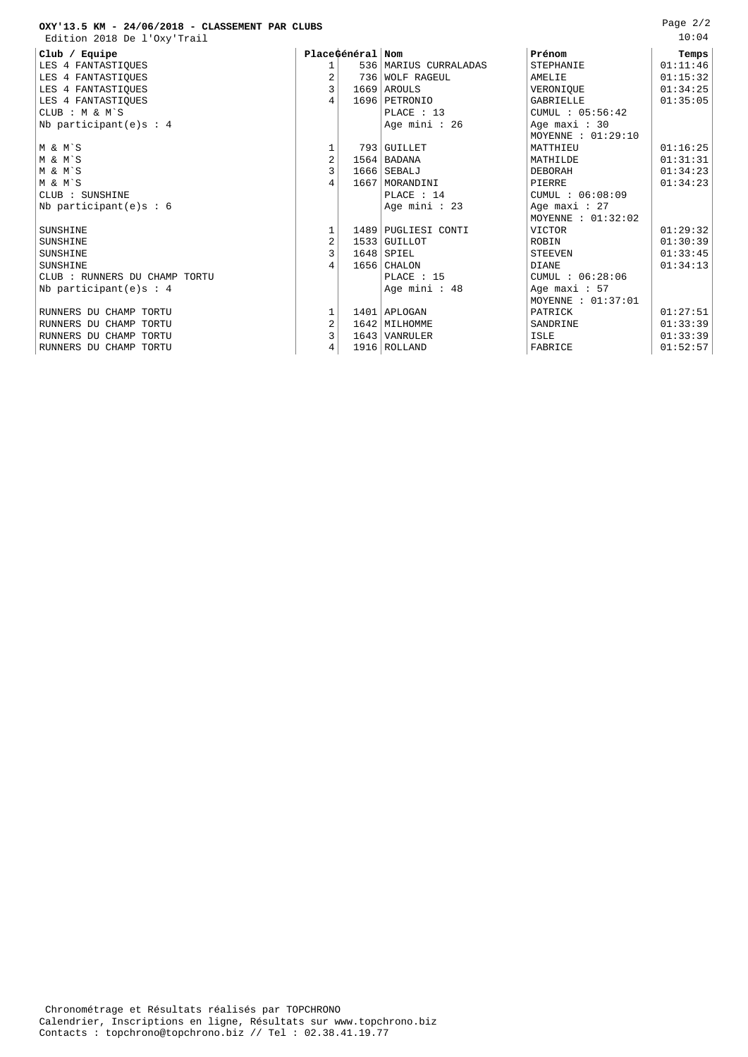**OXY'13.5 KM - 24/06/2018 - CLASSEMENT PAR CLUBS**

Edition 2018 De l'Oxy'Trail

10:04

| Club / Equipe | Place | Général | Nom | Prénom | Temps |
|---|---|---|---|---|---|
| LES 4 FANTASTIQUES | 1 | 536 | MARIUS CURRALADAS | STEPHANIE | 01:11:46 |
| LES 4 FANTASTIQUES | 2 | 736 | WOLF RAGEUL | AMELIE | 01:15:32 |
| LES 4 FANTASTIQUES | 3 | 1669 | AROULS | VERONIQUE | 01:34:25 |
| LES 4 FANTASTIQUES | 4 | 1696 | PETRONIO | GABRIELLE | 01:35:05 |
| CLUB : M & M`S | | | PLACE : 13 | CUMUL : 05:56:42 | |
| Nb participant(e)s : 4 | | | Age mini : 26 | Age maxi : 30 | |
| | | | | MOYENNE : 01:29:10 | |
| M & M`S | 1 | 793 | GUILLET | MATTHIEU | 01:16:25 |
| M & M`S | 2 | 1564 | BADANA | MATHILDE | 01:31:31 |
| M & M`S | 3 | 1666 | SEBALJ | DEBORAH | 01:34:23 |
| M & M`S | 4 | 1667 | MORANDINI | PIERRE | 01:34:23 |
| CLUB : SUNSHINE | | | PLACE : 14 | CUMUL : 06:08:09 | |
| Nb participant(e)s : 6 | | | Age mini : 23 | Age maxi : 27 | |
| | | | | MOYENNE : 01:32:02 | |
| SUNSHINE | 1 | 1489 | PUGLIESI CONTI | VICTOR | 01:29:32 |
| SUNSHINE | 2 | 1533 | GUILLOT | ROBIN | 01:30:39 |
| SUNSHINE | 3 | 1648 | SPIEL | STEEVEN | 01:33:45 |
| SUNSHINE | 4 | 1656 | CHALON | DIANE | 01:34:13 |
| CLUB : RUNNERS DU CHAMP TORTU | | | PLACE : 15 | CUMUL : 06:28:06 | |
| Nb participant(e)s : 4 | | | Age mini : 48 | Age maxi : 57 | |
| | | | | MOYENNE : 01:37:01 | |
| RUNNERS DU CHAMP TORTU | 1 | 1401 | APLOGAN | PATRICK | 01:27:51 |
| RUNNERS DU CHAMP TORTU | 2 | 1642 | MILHOMME | SANDRINE | 01:33:39 |
| RUNNERS DU CHAMP TORTU | 3 | 1643 | VANRULER | ISLE | 01:33:39 |
| RUNNERS DU CHAMP TORTU | 4 | 1916 | ROLLAND | FABRICE | 01:52:57 |

Chronométrage et Résultats réalisés par TOPCHRONO
Calendrier, Inscriptions en ligne, Résultats sur www.topchrono.biz
Contacts : topchrono@topchrono.biz // Tel : 02.38.41.19.77